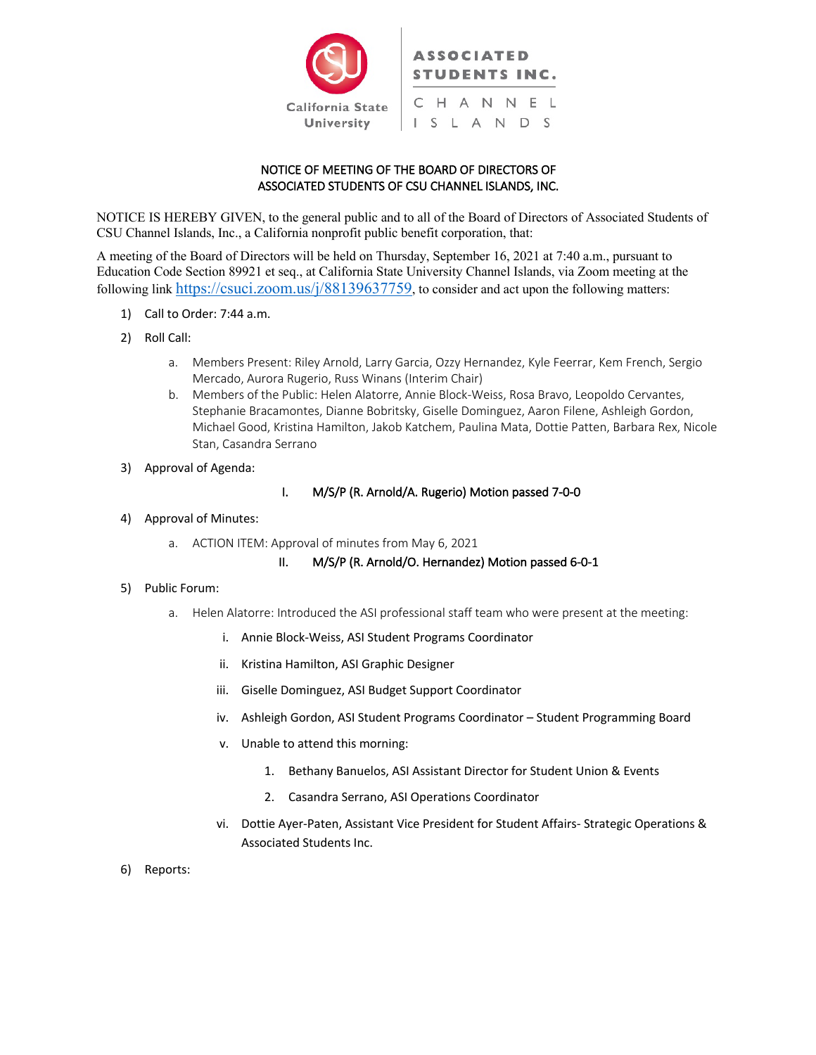California State University | ASSOCIATED STUDENTS INC. CHANNEL ISLANDS

NOTICE OF MEETING OF THE BOARD OF DIRECTORS OF
ASSOCIATED STUDENTS OF CSU CHANNEL ISLANDS, INC.

NOTICE IS HEREBY GIVEN, to the general public and to all of the Board of Directors of Associated Students of CSU Channel Islands, Inc., a California nonprofit public benefit corporation, that:

A meeting of the Board of Directors will be held on Thursday, September 16, 2021 at 7:40 a.m., pursuant to Education Code Section 89921 et seq., at California State University Channel Islands, via Zoom meeting at the following link https://csuci.zoom.us/j/88139637759, to consider and act upon the following matters:

1) Call to Order: 7:44 a.m.
2) Roll Call:
   a. Members Present: Riley Arnold, Larry Garcia, Ozzy Hernandez, Kyle Feerrar, Kem French, Sergio Mercado, Aurora Rugerio, Russ Winans (Interim Chair)
   b. Members of the Public: Helen Alatorre, Annie Block-Weiss, Rosa Bravo, Leopoldo Cervantes, Stephanie Bracamontes, Dianne Bobritsky, Giselle Dominguez, Aaron Filene, Ashleigh Gordon, Michael Good, Kristina Hamilton, Jakob Katchem, Paulina Mata, Dottie Patten, Barbara Rex, Nicole Stan, Casandra Serrano
3) Approval of Agenda:
   I. M/S/P (R. Arnold/A. Rugerio) Motion passed 7-0-0
4) Approval of Minutes:
   a. ACTION ITEM: Approval of minutes from May 6, 2021
      II. M/S/P (R. Arnold/O. Hernandez) Motion passed 6-0-1
5) Public Forum:
   a. Helen Alatorre: Introduced the ASI professional staff team who were present at the meeting:
      i. Annie Block-Weiss, ASI Student Programs Coordinator
      ii. Kristina Hamilton, ASI Graphic Designer
      iii. Giselle Dominguez, ASI Budget Support Coordinator
      iv. Ashleigh Gordon, ASI Student Programs Coordinator – Student Programming Board
      v. Unable to attend this morning:
         1. Bethany Banuelos, ASI Assistant Director for Student Union & Events
         2. Casandra Serrano, ASI Operations Coordinator
      vi. Dottie Ayer-Paten, Assistant Vice President for Student Affairs- Strategic Operations & Associated Students Inc.
6) Reports: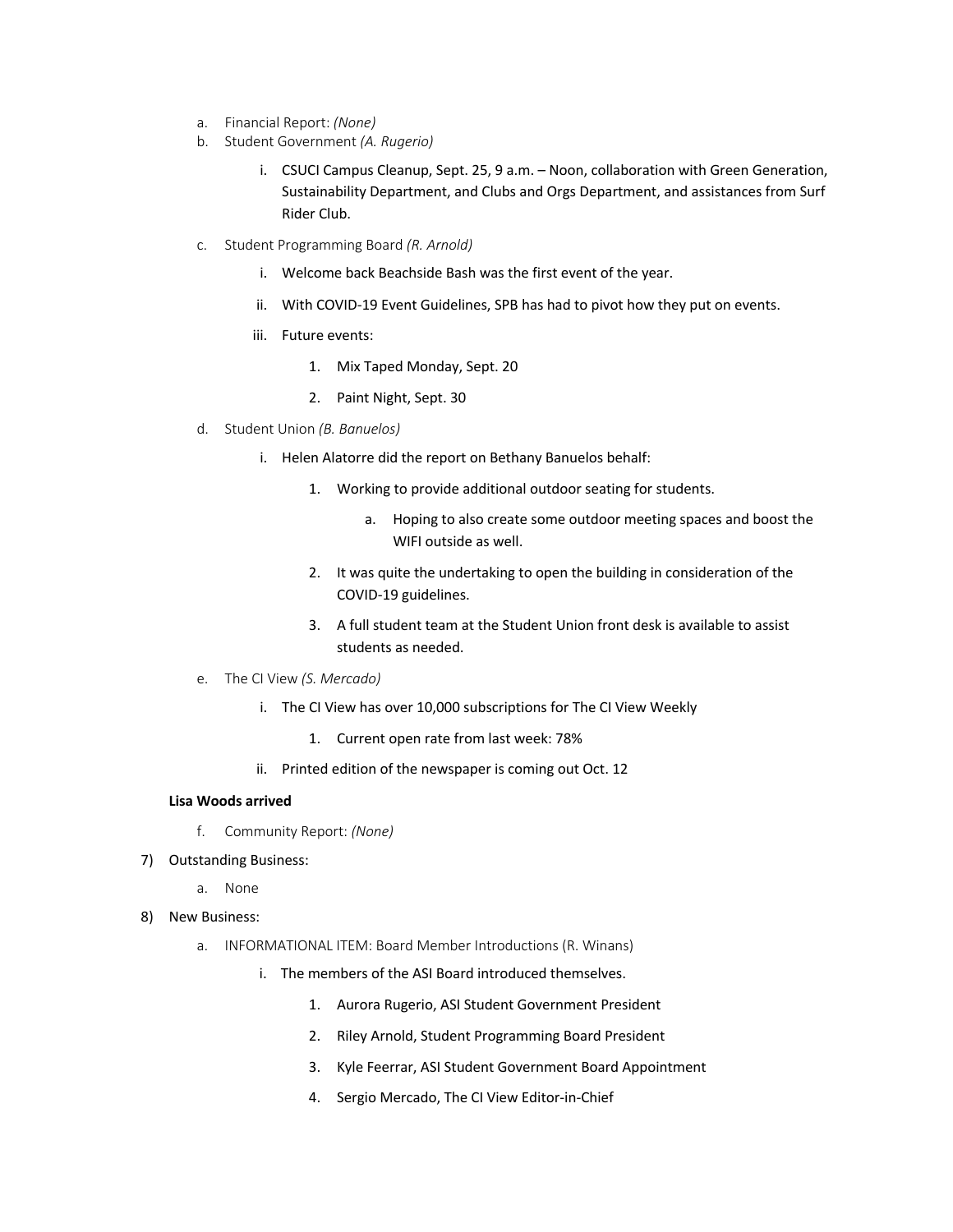a. Financial Report: *(None)*

b. Student Government *(A. Rugerio)*

   i. CSUCI Campus Cleanup, Sept. 25, 9 a.m. – Noon, collaboration with Green Generation, Sustainability Department, and Clubs and Orgs Department, and assistances from Surf Rider Club.

c. Student Programming Board *(R. Arnold)*

   i. Welcome back Beachside Bash was the first event of the year.

   ii. With COVID-19 Event Guidelines, SPB has had to pivot how they put on events.

   iii. Future events:

      1. Mix Taped Monday, Sept. 20

      2. Paint Night, Sept. 30

d. Student Union *(B. Banuelos)*

   i. Helen Alatorre did the report on Bethany Banuelos behalf:

      1. Working to provide additional outdoor seating for students.

         a. Hoping to also create some outdoor meeting spaces and boost the WIFI outside as well.

      2. It was quite the undertaking to open the building in consideration of the COVID-19 guidelines.

      3. A full student team at the Student Union front desk is available to assist students as needed.

e. The CI View *(S. Mercado)*

   i. The CI View has over 10,000 subscriptions for The CI View Weekly

      1. Current open rate from last week: 78%

   ii. Printed edition of the newspaper is coming out Oct. 12

**Lisa Woods arrived**

f. Community Report: *(None)*

7) Outstanding Business:

   a. None

8) New Business:

   a. INFORMATIONAL ITEM: Board Member Introductions (R. Winans)

      i. The members of the ASI Board introduced themselves.

         1. Aurora Rugerio, ASI Student Government President

         2. Riley Arnold, Student Programming Board President

         3. Kyle Feerrar, ASI Student Government Board Appointment

         4. Sergio Mercado, The CI View Editor-in-Chief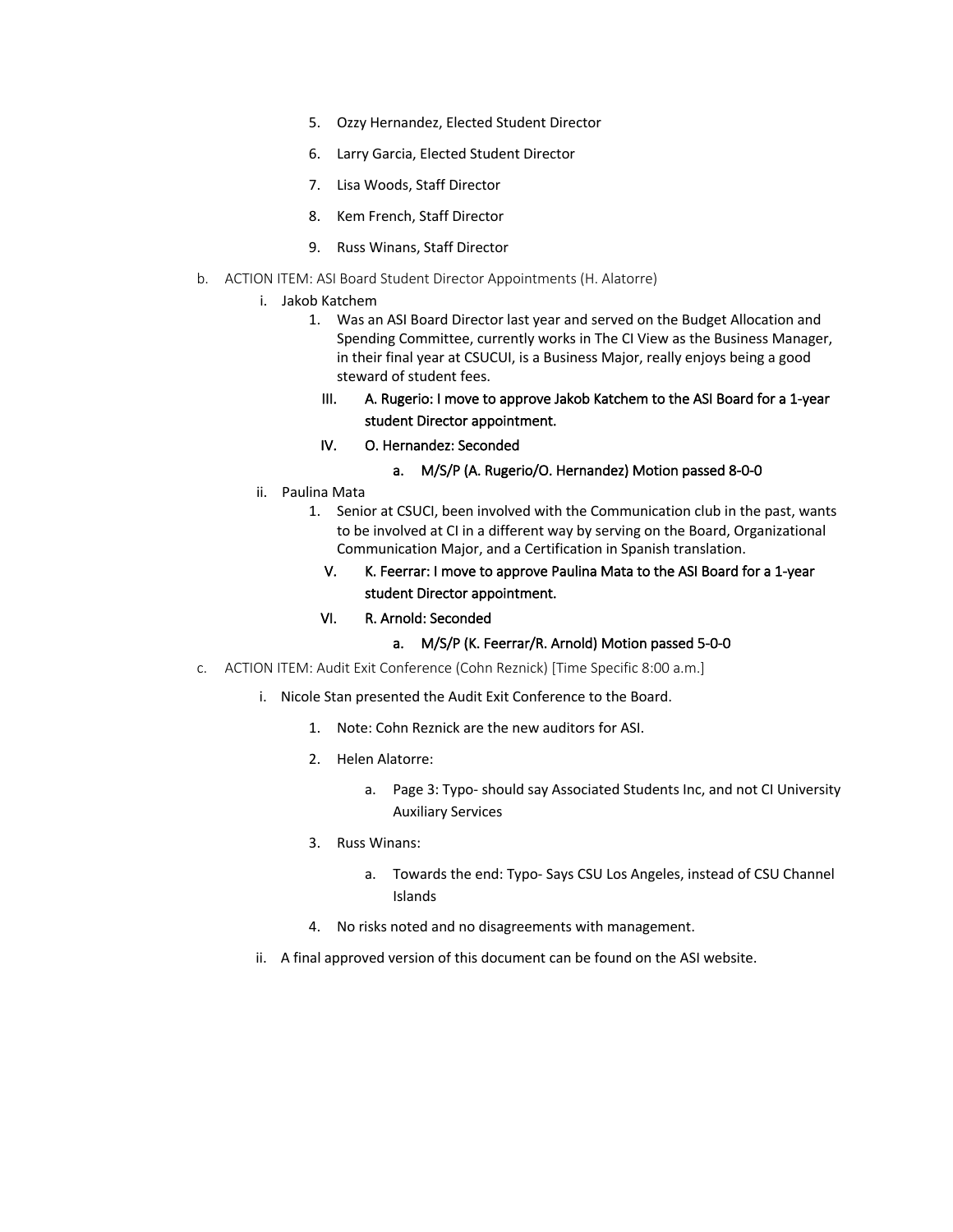5. Ozzy Hernandez, Elected Student Director
6. Larry Garcia, Elected Student Director
7. Lisa Woods, Staff Director
8. Kem French, Staff Director
9. Russ Winans, Staff Director

b. ACTION ITEM: ASI Board Student Director Appointments (H. Alatorre)

   i. Jakob Katchem

      1. Was an ASI Board Director last year and served on the Budget Allocation and Spending Committee, currently works in The CI View as the Business Manager, in their final year at CSUCUI, is a Business Major, really enjoys being a good steward of student fees.

      III. **A. Rugerio: I move to approve Jakob Katchem to the ASI Board for a 1-year student Director appointment.**

      IV. **O. Hernandez: Seconded**

         a. **M/S/P (A. Rugerio/O. Hernandez) Motion passed 8-0-0**

   ii. Paulina Mata

      1. Senior at CSUCI, been involved with the Communication club in the past, wants to be involved at CI in a different way by serving on the Board, Organizational Communication Major, and a Certification in Spanish translation.

      V. **K. Feerrar: I move to approve Paulina Mata to the ASI Board for a 1-year student Director appointment.**

      VI. **R. Arnold: Seconded**

         a. **M/S/P (K. Feerrar/R. Arnold) Motion passed 5-0-0**

c. ACTION ITEM: Audit Exit Conference (Cohn Reznick) [Time Specific 8:00 a.m.]

   i. Nicole Stan presented the Audit Exit Conference to the Board.

      1. Note: Cohn Reznick are the new auditors for ASI.
      2. Helen Alatorre:
         a. Page 3: Typo- should say Associated Students Inc, and not CI University Auxiliary Services
      3. Russ Winans:
         a. Towards the end: Typo- Says CSU Los Angeles, instead of CSU Channel Islands
      4. No risks noted and no disagreements with management.

   ii. A final approved version of this document can be found on the ASI website.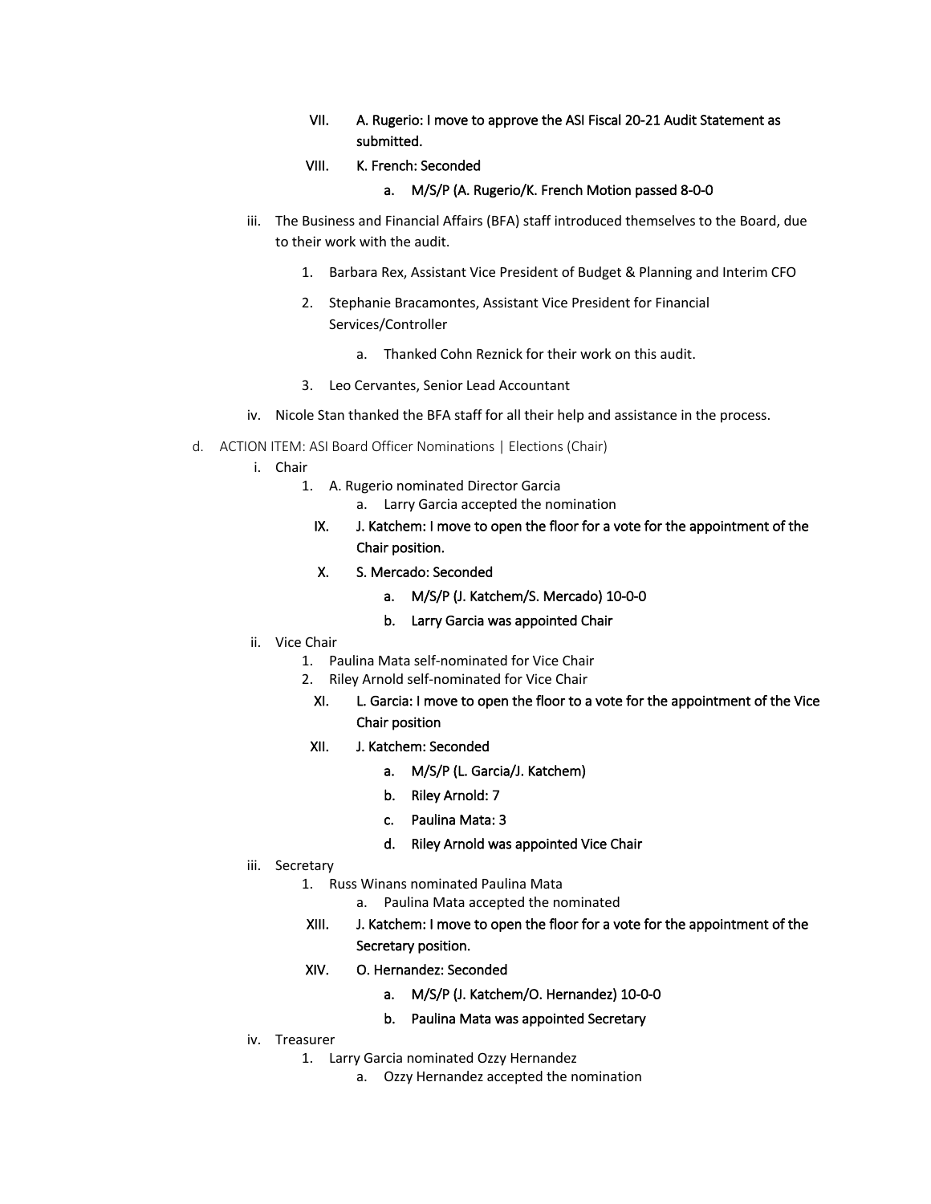VII. **A. Rugerio: I move to approve the ASI Fiscal 20-21 Audit Statement as submitted.**

VIII. **K. French: Seconded**

  a. **M/S/P (A. Rugerio/K. French Motion passed 8-0-0**

iii. The Business and Financial Affairs (BFA) staff introduced themselves to the Board, due to their work with the audit.

  1. Barbara Rex, Assistant Vice President of Budget & Planning and Interim CFO
  2. Stephanie Bracamontes, Assistant Vice President for Financial Services/Controller
     a. Thanked Cohn Reznick for their work on this audit.
  3. Leo Cervantes, Senior Lead Accountant

iv. Nicole Stan thanked the BFA staff for all their help and assistance in the process.

d. ACTION ITEM: ASI Board Officer Nominations | Elections (Chair)

  i. Chair
    1. A. Rugerio nominated Director Garcia
       a. Larry Garcia accepted the nomination

IX. **J. Katchem: I move to open the floor for a vote for the appointment of the Chair position.**

X. **S. Mercado: Seconded**

  a. **M/S/P (J. Katchem/S. Mercado) 10-0-0**
  b. **Larry Garcia was appointed Chair**

  ii. Vice Chair
    1. Paulina Mata self-nominated for Vice Chair
    2. Riley Arnold self-nominated for Vice Chair

XI. **L. Garcia: I move to open the floor to a vote for the appointment of the Vice Chair position**

XII. **J. Katchem: Seconded**

  a. **M/S/P (L. Garcia/J. Katchem)**
  b. **Riley Arnold: 7**
  c. **Paulina Mata: 3**
  d. **Riley Arnold was appointed Vice Chair**

  iii. Secretary
    1. Russ Winans nominated Paulina Mata
       a. Paulina Mata accepted the nominated

XIII. **J. Katchem: I move to open the floor for a vote for the appointment of the Secretary position.**

XIV. **O. Hernandez: Seconded**

  a. **M/S/P (J. Katchem/O. Hernandez) 10-0-0**
  b. **Paulina Mata was appointed Secretary**

  iv. Treasurer
    1. Larry Garcia nominated Ozzy Hernandez
       a. Ozzy Hernandez accepted the nomination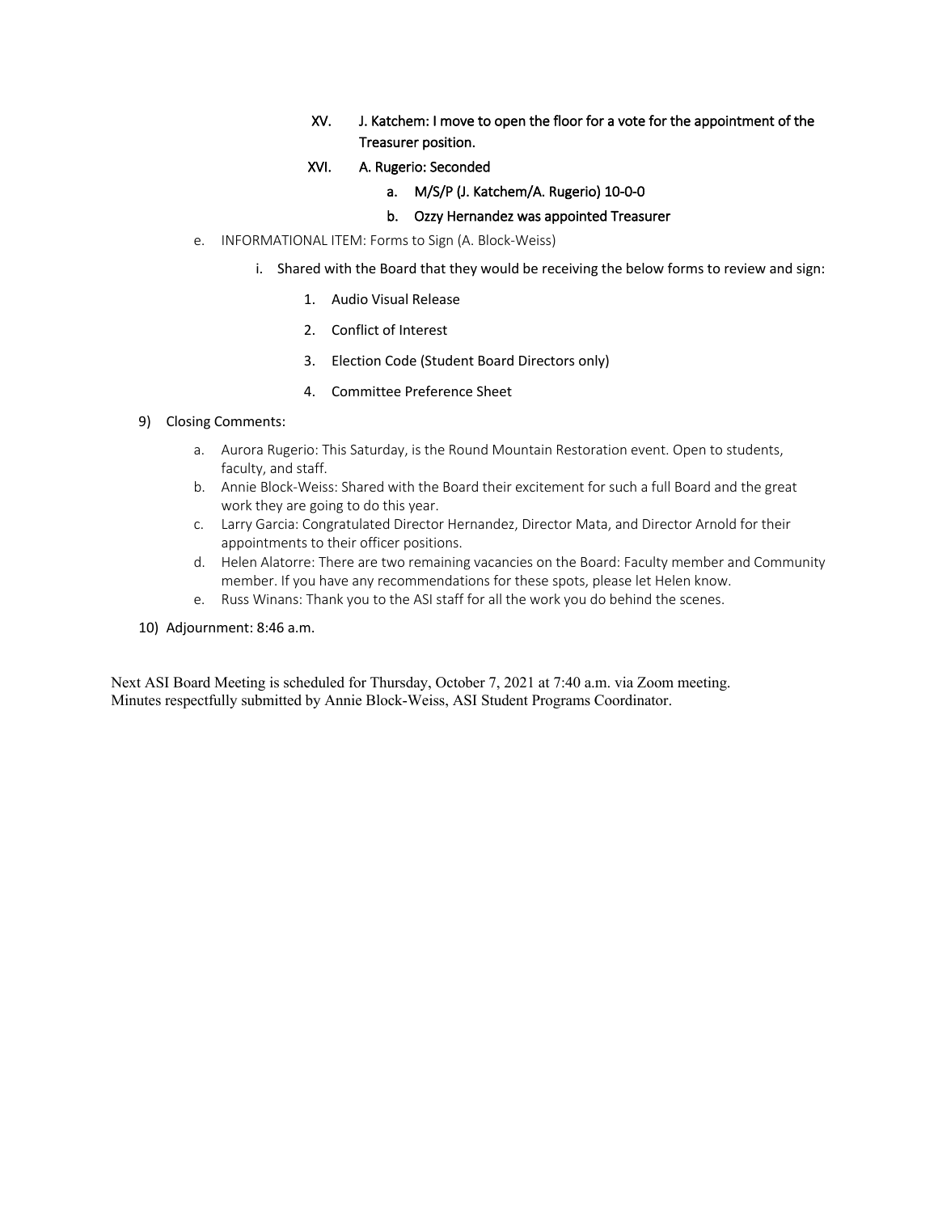XV. J. Katchem: I move to open the floor for a vote for the appointment of the Treasurer position.

XVI. A. Rugerio: Seconded

a. M/S/P (J. Katchem/A. Rugerio) 10-0-0

b. Ozzy Hernandez was appointed Treasurer

e. INFORMATIONAL ITEM: Forms to Sign (A. Block-Weiss)

i. Shared with the Board that they would be receiving the below forms to review and sign:

1. Audio Visual Release
2. Conflict of Interest
3. Election Code (Student Board Directors only)
4. Committee Preference Sheet

9) Closing Comments:

a. Aurora Rugerio: This Saturday, is the Round Mountain Restoration event. Open to students, faculty, and staff.

b. Annie Block-Weiss: Shared with the Board their excitement for such a full Board and the great work they are going to do this year.

c. Larry Garcia: Congratulated Director Hernandez, Director Mata, and Director Arnold for their appointments to their officer positions.

d. Helen Alatorre: There are two remaining vacancies on the Board: Faculty member and Community member. If you have any recommendations for these spots, please let Helen know.

e. Russ Winans: Thank you to the ASI staff for all the work you do behind the scenes.

10) Adjournment: 8:46 a.m.

Next ASI Board Meeting is scheduled for Thursday, October 7, 2021 at 7:40 a.m. via Zoom meeting.
Minutes respectfully submitted by Annie Block-Weiss, ASI Student Programs Coordinator.